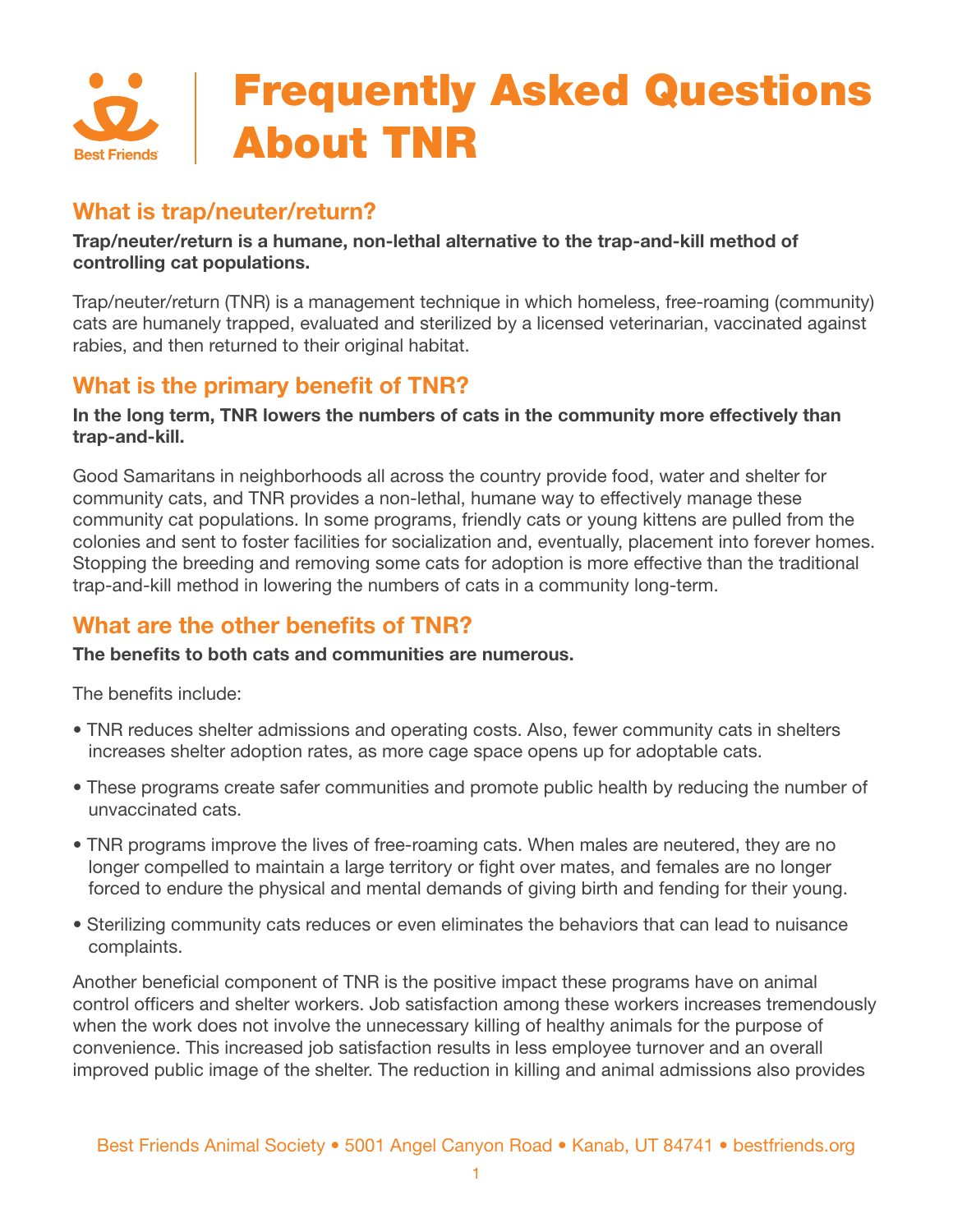# Frequently Asked Questions About TNR

## What is trap/neuter/return?

**Trap/neuter/return is a humane, non-lethal alternative to the trap-and-kill method of controlling cat populations.**

Trap/neuter/return (TNR) is a management technique in which homeless, free-roaming (community) cats are humanely trapped, evaluated and sterilized by a licensed veterinarian, vaccinated against rabies, and then returned to their original habitat.

## What is the primary benefit of TNR?

**In the long term, TNR lowers the numbers of cats in the community more effectively than trap-and-kill.**

Good Samaritans in neighborhoods all across the country provide food, water and shelter for community cats, and TNR provides a non-lethal, humane way to effectively manage these community cat populations. In some programs, friendly cats or young kittens are pulled from the colonies and sent to foster facilities for socialization and, eventually, placement into forever homes. Stopping the breeding and removing some cats for adoption is more effective than the traditional trap-and-kill method in lowering the numbers of cats in a community long-term.

## What are the other benefits of TNR?

**The benefits to both cats and communities are numerous.**

The benefits include:

- TNR reduces shelter admissions and operating costs. Also, fewer community cats in shelters increases shelter adoption rates, as more cage space opens up for adoptable cats.
- These programs create safer communities and promote public health by reducing the number of unvaccinated cats.
- TNR programs improve the lives of free-roaming cats. When males are neutered, they are no longer compelled to maintain a large territory or fight over mates, and females are no longer forced to endure the physical and mental demands of giving birth and fending for their young.
- Sterilizing community cats reduces or even eliminates the behaviors that can lead to nuisance complaints.

Another beneficial component of TNR is the positive impact these programs have on animal control officers and shelter workers. Job satisfaction among these workers increases tremendously when the work does not involve the unnecessary killing of healthy animals for the purpose of convenience. This increased job satisfaction results in less employee turnover and an overall improved public image of the shelter. The reduction in killing and animal admissions also provides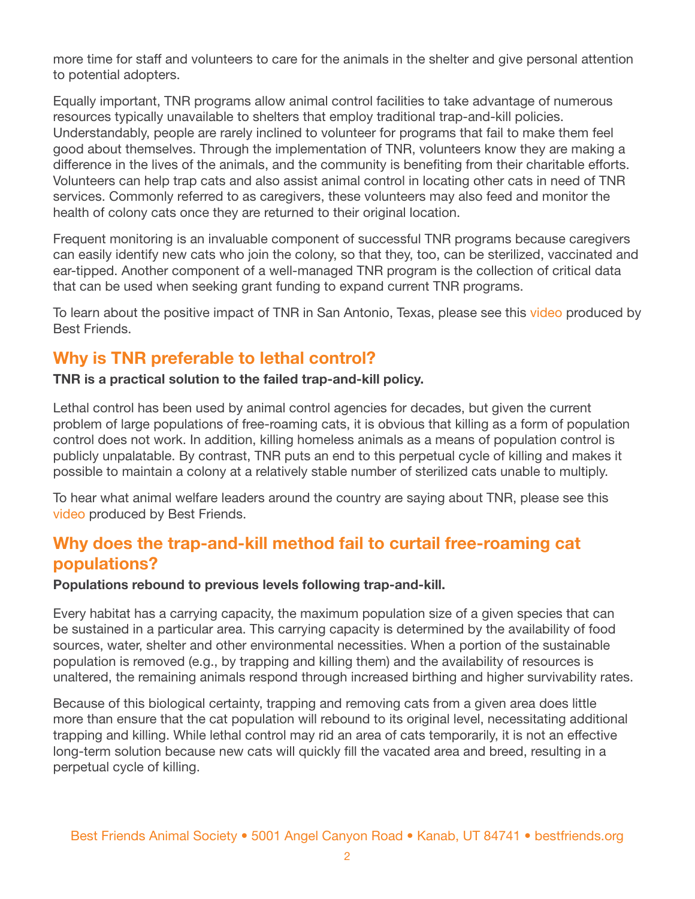more time for staff and volunteers to care for the animals in the shelter and give personal attention to potential adopters.

Equally important, TNR programs allow animal control facilities to take advantage of numerous resources typically unavailable to shelters that employ traditional trap-and-kill policies. Understandably, people are rarely inclined to volunteer for programs that fail to make them feel good about themselves. Through the implementation of TNR, volunteers know they are making a difference in the lives of the animals, and the community is benefiting from their charitable efforts. Volunteers can help trap cats and also assist animal control in locating other cats in need of TNR services. Commonly referred to as caregivers, these volunteers may also feed and monitor the health of colony cats once they are returned to their original location.

Frequent monitoring is an invaluable component of successful TNR programs because caregivers can easily identify new cats who join the colony, so that they, too, can be sterilized, vaccinated and ear-tipped. Another component of a well-managed TNR program is the collection of critical data that can be used when seeking grant funding to expand current TNR programs.

To learn about the positive impact of TNR in San Antonio, Texas, please see this video produced by Best Friends.

## Why is TNR preferable to lethal control?

**TNR is a practical solution to the failed trap-and-kill policy.**

Lethal control has been used by animal control agencies for decades, but given the current problem of large populations of free-roaming cats, it is obvious that killing as a form of population control does not work. In addition, killing homeless animals as a means of population control is publicly unpalatable. By contrast, TNR puts an end to this perpetual cycle of killing and makes it possible to maintain a colony at a relatively stable number of sterilized cats unable to multiply.

To hear what animal welfare leaders around the country are saying about TNR, please see this video produced by Best Friends.

## Why does the trap-and-kill method fail to curtail free-roaming cat populations?

**Populations rebound to previous levels following trap-and-kill.**

Every habitat has a carrying capacity, the maximum population size of a given species that can be sustained in a particular area. This carrying capacity is determined by the availability of food sources, water, shelter and other environmental necessities. When a portion of the sustainable population is removed (e.g., by trapping and killing them) and the availability of resources is unaltered, the remaining animals respond through increased birthing and higher survivability rates.

Because of this biological certainty, trapping and removing cats from a given area does little more than ensure that the cat population will rebound to its original level, necessitating additional trapping and killing. While lethal control may rid an area of cats temporarily, it is not an effective long-term solution because new cats will quickly fill the vacated area and breed, resulting in a perpetual cycle of killing.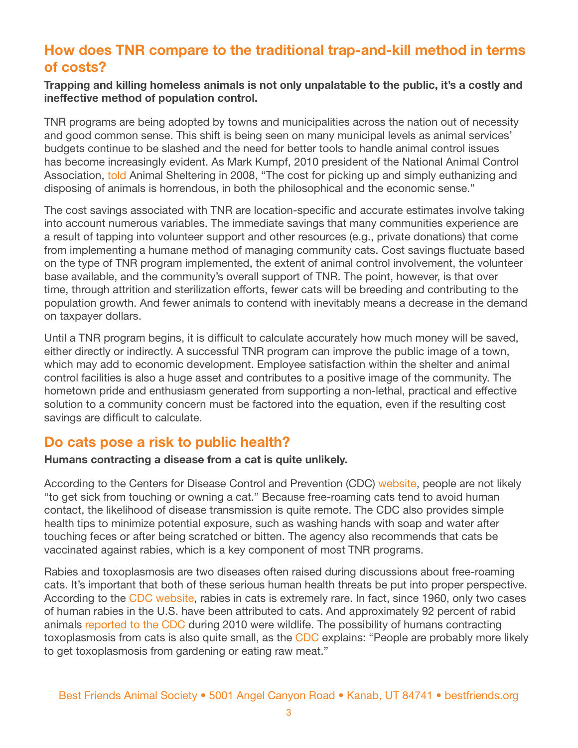## How does TNR compare to the traditional trap-and-kill method in terms of costs?

**Trapping and killing homeless animals is not only unpalatable to the public, it's a costly and ineffective method of population control.**

TNR programs are being adopted by towns and municipalities across the nation out of necessity and good common sense. This shift is being seen on many municipal levels as animal services' budgets continue to be slashed and the need for better tools to handle animal control issues has become increasingly evident. As Mark Kumpf, 2010 president of the National Animal Control Association, told Animal Sheltering in 2008, "The cost for picking up and simply euthanizing and disposing of animals is horrendous, in both the philosophical and the economic sense."

The cost savings associated with TNR are location-specific and accurate estimates involve taking into account numerous variables. The immediate savings that many communities experience are a result of tapping into volunteer support and other resources (e.g., private donations) that come from implementing a humane method of managing community cats. Cost savings fluctuate based on the type of TNR program implemented, the extent of animal control involvement, the volunteer base available, and the community's overall support of TNR. The point, however, is that over time, through attrition and sterilization efforts, fewer cats will be breeding and contributing to the population growth. And fewer animals to contend with inevitably means a decrease in the demand on taxpayer dollars.

Until a TNR program begins, it is difficult to calculate accurately how much money will be saved, either directly or indirectly. A successful TNR program can improve the public image of a town, which may add to economic development. Employee satisfaction within the shelter and animal control facilities is also a huge asset and contributes to a positive image of the community. The hometown pride and enthusiasm generated from supporting a non-lethal, practical and effective solution to a community concern must be factored into the equation, even if the resulting cost savings are difficult to calculate.

## Do cats pose a risk to public health?

**Humans contracting a disease from a cat is quite unlikely.**

According to the Centers for Disease Control and Prevention (CDC) website, people are not likely "to get sick from touching or owning a cat." Because free-roaming cats tend to avoid human contact, the likelihood of disease transmission is quite remote. The CDC also provides simple health tips to minimize potential exposure, such as washing hands with soap and water after touching feces or after being scratched or bitten. The agency also recommends that cats be vaccinated against rabies, which is a key component of most TNR programs.

Rabies and toxoplasmosis are two diseases often raised during discussions about free-roaming cats. It's important that both of these serious human health threats be put into proper perspective. According to the CDC website, rabies in cats is extremely rare. In fact, since 1960, only two cases of human rabies in the U.S. have been attributed to cats. And approximately 92 percent of rabid animals reported to the CDC during 2010 were wildlife. The possibility of humans contracting toxoplasmosis from cats is also quite small, as the CDC explains: "People are probably more likely to get toxoplasmosis from gardening or eating raw meat."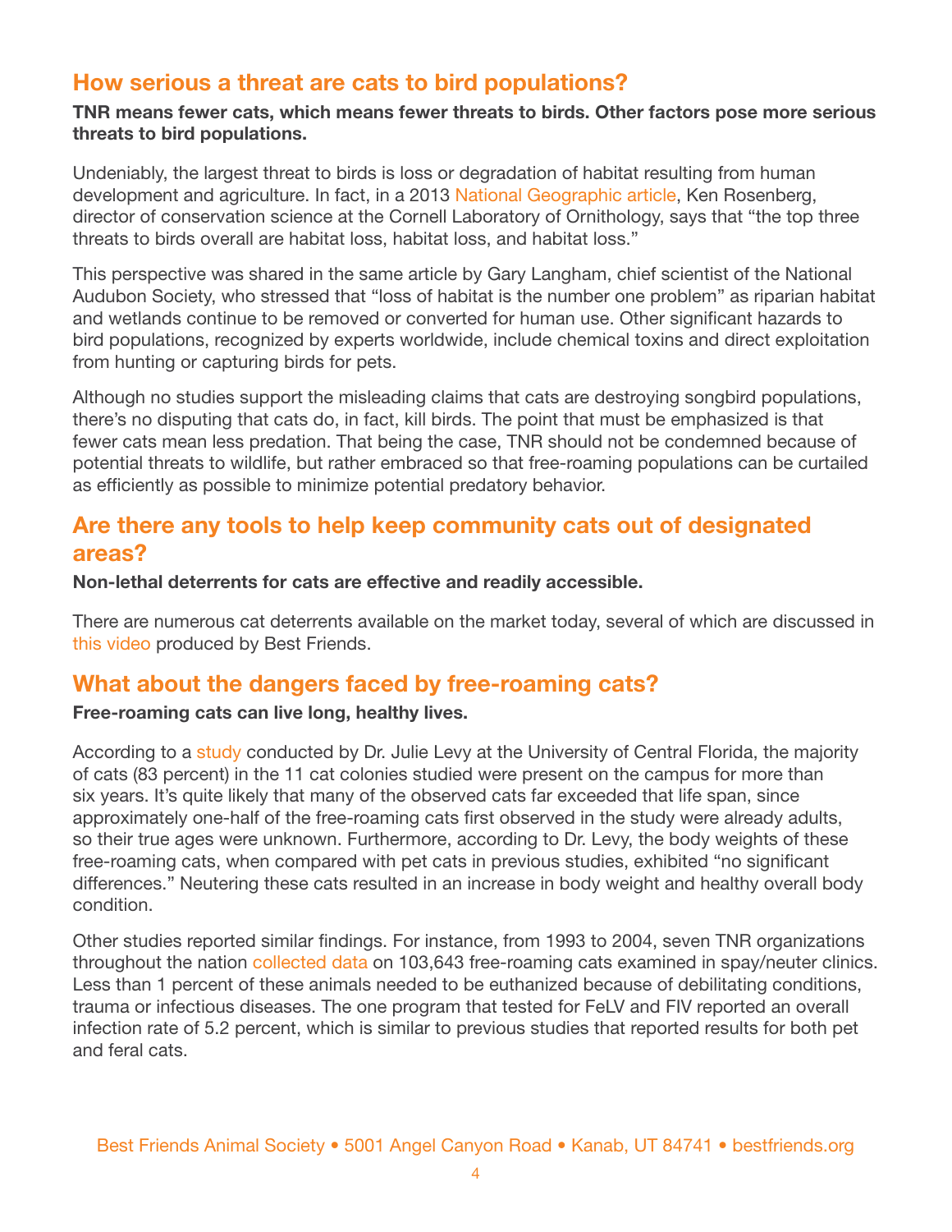## How serious a threat are cats to bird populations?

**TNR means fewer cats, which means fewer threats to birds. Other factors pose more serious threats to bird populations.**

Undeniably, the largest threat to birds is loss or degradation of habitat resulting from human development and agriculture. In fact, in a 2013 National Geographic article, Ken Rosenberg, director of conservation science at the Cornell Laboratory of Ornithology, says that "the top three threats to birds overall are habitat loss, habitat loss, and habitat loss."

This perspective was shared in the same article by Gary Langham, chief scientist of the National Audubon Society, who stressed that "loss of habitat is the number one problem" as riparian habitat and wetlands continue to be removed or converted for human use. Other significant hazards to bird populations, recognized by experts worldwide, include chemical toxins and direct exploitation from hunting or capturing birds for pets.

Although no studies support the misleading claims that cats are destroying songbird populations, there's no disputing that cats do, in fact, kill birds. The point that must be emphasized is that fewer cats mean less predation. That being the case, TNR should not be condemned because of potential threats to wildlife, but rather embraced so that free-roaming populations can be curtailed as efficiently as possible to minimize potential predatory behavior.

## Are there any tools to help keep community cats out of designated areas?

**Non-lethal deterrents for cats are effective and readily accessible.**

There are numerous cat deterrents available on the market today, several of which are discussed in this video produced by Best Friends.

## What about the dangers faced by free-roaming cats?

**Free-roaming cats can live long, healthy lives.**

According to a study conducted by Dr. Julie Levy at the University of Central Florida, the majority of cats (83 percent) in the 11 cat colonies studied were present on the campus for more than six years. It's quite likely that many of the observed cats far exceeded that life span, since approximately one-half of the free-roaming cats first observed in the study were already adults, so their true ages were unknown. Furthermore, according to Dr. Levy, the body weights of these free-roaming cats, when compared with pet cats in previous studies, exhibited "no significant differences." Neutering these cats resulted in an increase in body weight and healthy overall body condition.

Other studies reported similar findings. For instance, from 1993 to 2004, seven TNR organizations throughout the nation collected data on 103,643 free-roaming cats examined in spay/neuter clinics. Less than 1 percent of these animals needed to be euthanized because of debilitating conditions, trauma or infectious diseases. The one program that tested for FeLV and FIV reported an overall infection rate of 5.2 percent, which is similar to previous studies that reported results for both pet and feral cats.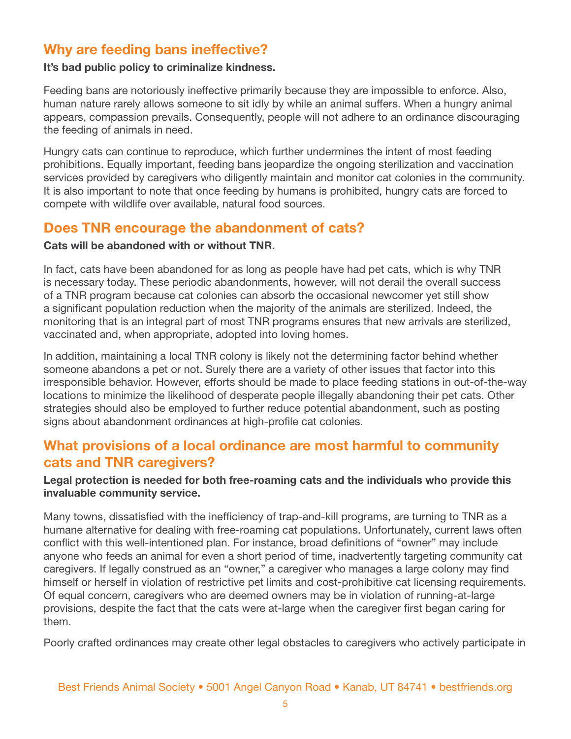## Why are feeding bans ineffective?

**It's bad public policy to criminalize kindness.**

Feeding bans are notoriously ineffective primarily because they are impossible to enforce. Also, human nature rarely allows someone to sit idly by while an animal suffers. When a hungry animal appears, compassion prevails. Consequently, people will not adhere to an ordinance discouraging the feeding of animals in need.

Hungry cats can continue to reproduce, which further undermines the intent of most feeding prohibitions. Equally important, feeding bans jeopardize the ongoing sterilization and vaccination services provided by caregivers who diligently maintain and monitor cat colonies in the community. It is also important to note that once feeding by humans is prohibited, hungry cats are forced to compete with wildlife over available, natural food sources.

## Does TNR encourage the abandonment of cats?

**Cats will be abandoned with or without TNR.**

In fact, cats have been abandoned for as long as people have had pet cats, which is why TNR is necessary today. These periodic abandonments, however, will not derail the overall success of a TNR program because cat colonies can absorb the occasional newcomer yet still show a significant population reduction when the majority of the animals are sterilized. Indeed, the monitoring that is an integral part of most TNR programs ensures that new arrivals are sterilized, vaccinated and, when appropriate, adopted into loving homes.

In addition, maintaining a local TNR colony is likely not the determining factor behind whether someone abandons a pet or not. Surely there are a variety of other issues that factor into this irresponsible behavior. However, efforts should be made to place feeding stations in out-of-the-way locations to minimize the likelihood of desperate people illegally abandoning their pet cats. Other strategies should also be employed to further reduce potential abandonment, such as posting signs about abandonment ordinances at high-profile cat colonies.

## What provisions of a local ordinance are most harmful to community cats and TNR caregivers?

**Legal protection is needed for both free-roaming cats and the individuals who provide this invaluable community service.**

Many towns, dissatisfied with the inefficiency of trap-and-kill programs, are turning to TNR as a humane alternative for dealing with free-roaming cat populations. Unfortunately, current laws often conflict with this well-intentioned plan. For instance, broad definitions of "owner" may include anyone who feeds an animal for even a short period of time, inadvertently targeting community cat caregivers. If legally construed as an "owner," a caregiver who manages a large colony may find himself or herself in violation of restrictive pet limits and cost-prohibitive cat licensing requirements. Of equal concern, caregivers who are deemed owners may be in violation of running-at-large provisions, despite the fact that the cats were at-large when the caregiver first began caring for them.

Poorly crafted ordinances may create other legal obstacles to caregivers who actively participate in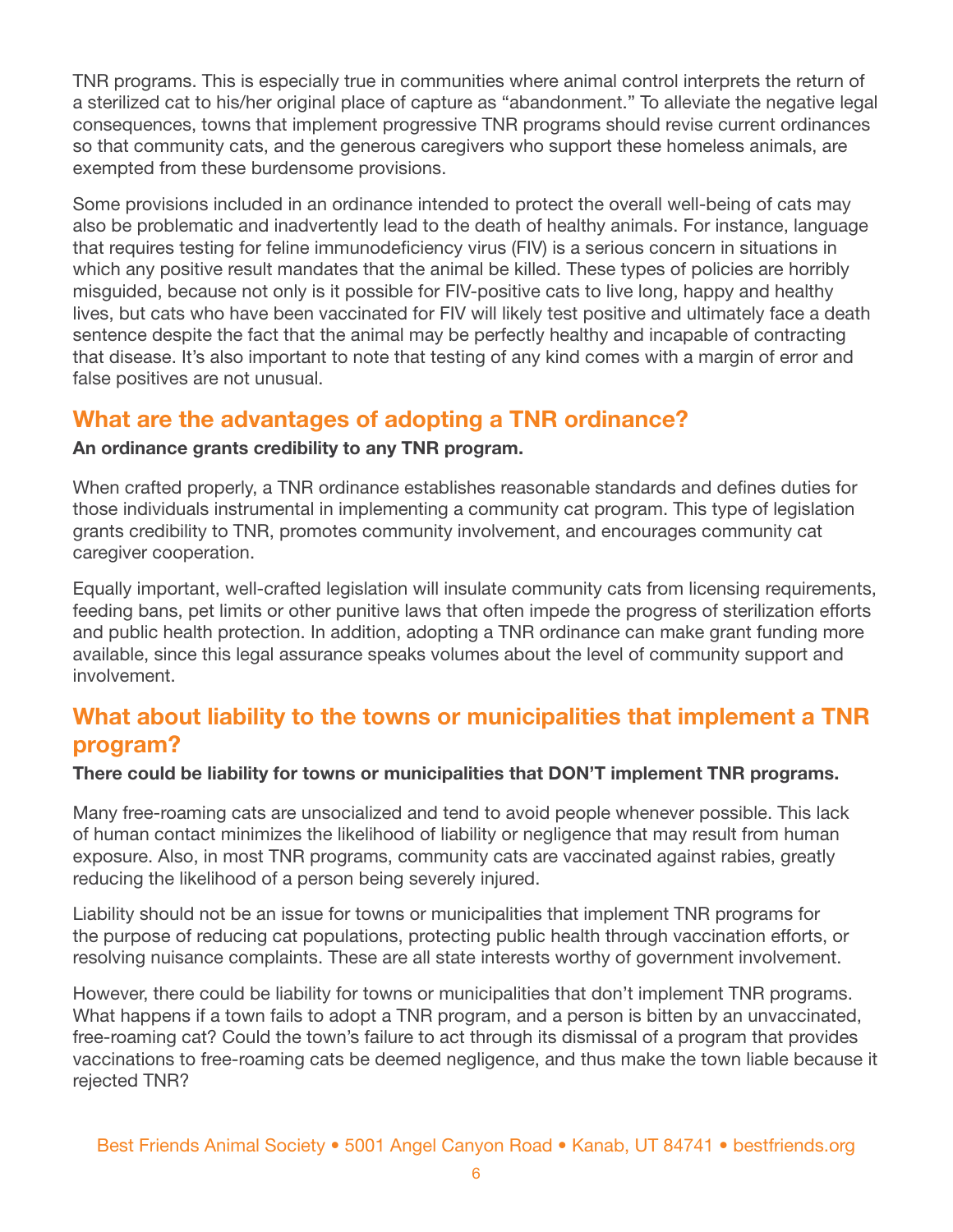TNR programs. This is especially true in communities where animal control interprets the return of a sterilized cat to his/her original place of capture as "abandonment." To alleviate the negative legal consequences, towns that implement progressive TNR programs should revise current ordinances so that community cats, and the generous caregivers who support these homeless animals, are exempted from these burdensome provisions.

Some provisions included in an ordinance intended to protect the overall well-being of cats may also be problematic and inadvertently lead to the death of healthy animals. For instance, language that requires testing for feline immunodeficiency virus (FIV) is a serious concern in situations in which any positive result mandates that the animal be killed. These types of policies are horribly misguided, because not only is it possible for FIV-positive cats to live long, happy and healthy lives, but cats who have been vaccinated for FIV will likely test positive and ultimately face a death sentence despite the fact that the animal may be perfectly healthy and incapable of contracting that disease. It's also important to note that testing of any kind comes with a margin of error and false positives are not unusual.

## What are the advantages of adopting a TNR ordinance?

**An ordinance grants credibility to any TNR program.**

When crafted properly, a TNR ordinance establishes reasonable standards and defines duties for those individuals instrumental in implementing a community cat program. This type of legislation grants credibility to TNR, promotes community involvement, and encourages community cat caregiver cooperation.

Equally important, well-crafted legislation will insulate community cats from licensing requirements, feeding bans, pet limits or other punitive laws that often impede the progress of sterilization efforts and public health protection. In addition, adopting a TNR ordinance can make grant funding more available, since this legal assurance speaks volumes about the level of community support and involvement.

## What about liability to the towns or municipalities that implement a TNR program?

**There could be liability for towns or municipalities that DON'T implement TNR programs.**

Many free-roaming cats are unsocialized and tend to avoid people whenever possible. This lack of human contact minimizes the likelihood of liability or negligence that may result from human exposure. Also, in most TNR programs, community cats are vaccinated against rabies, greatly reducing the likelihood of a person being severely injured.

Liability should not be an issue for towns or municipalities that implement TNR programs for the purpose of reducing cat populations, protecting public health through vaccination efforts, or resolving nuisance complaints. These are all state interests worthy of government involvement.

However, there could be liability for towns or municipalities that don't implement TNR programs. What happens if a town fails to adopt a TNR program, and a person is bitten by an unvaccinated, free-roaming cat? Could the town's failure to act through its dismissal of a program that provides vaccinations to free-roaming cats be deemed negligence, and thus make the town liable because it rejected TNR?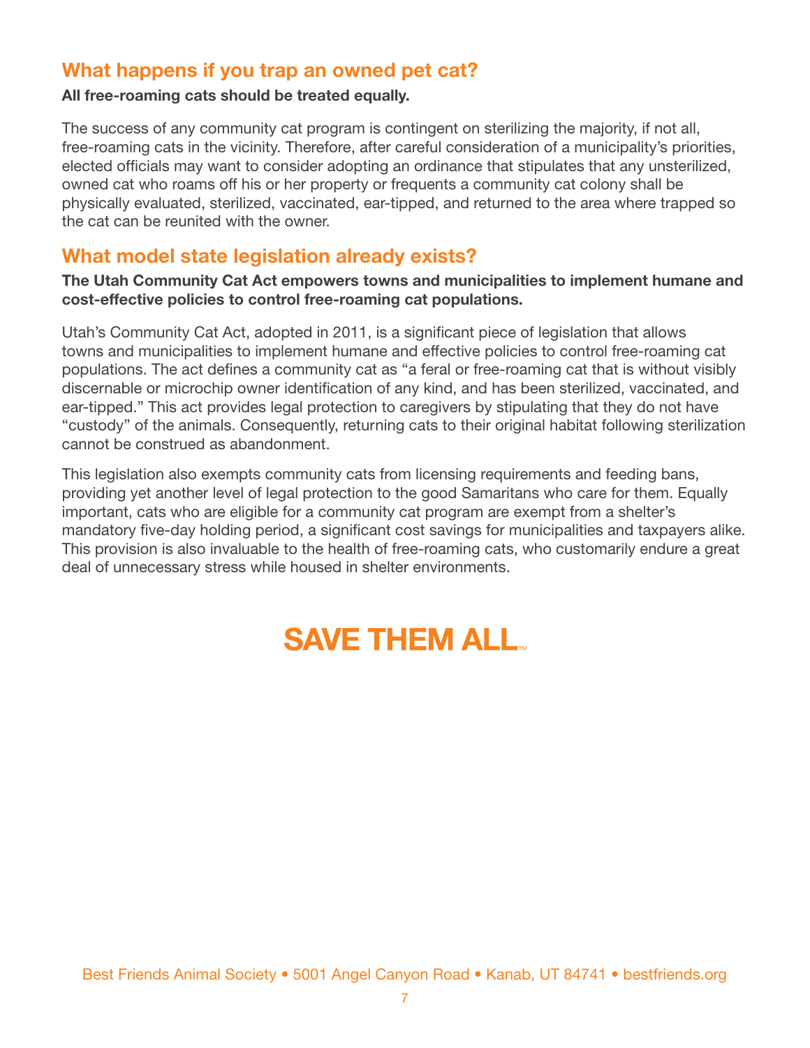## What happens if you trap an owned pet cat?

**All free-roaming cats should be treated equally.**

The success of any community cat program is contingent on sterilizing the majority, if not all, free-roaming cats in the vicinity. Therefore, after careful consideration of a municipality's priorities, elected officials may want to consider adopting an ordinance that stipulates that any unsterilized, owned cat who roams off his or her property or frequents a community cat colony shall be physically evaluated, sterilized, vaccinated, ear-tipped, and returned to the area where trapped so the cat can be reunited with the owner.

## What model state legislation already exists?

**The Utah Community Cat Act empowers towns and municipalities to implement humane and cost-effective policies to control free-roaming cat populations.**

Utah's Community Cat Act, adopted in 2011, is a significant piece of legislation that allows towns and municipalities to implement humane and effective policies to control free-roaming cat populations. The act defines a community cat as "a feral or free-roaming cat that is without visibly discernable or microchip owner identification of any kind, and has been sterilized, vaccinated, and ear-tipped." This act provides legal protection to caregivers by stipulating that they do not have "custody" of the animals. Consequently, returning cats to their original habitat following sterilization cannot be construed as abandonment.

This legislation also exempts community cats from licensing requirements and feeding bans, providing yet another level of legal protection to the good Samaritans who care for them. Equally important, cats who are eligible for a community cat program are exempt from a shelter's mandatory five-day holding period, a significant cost savings for municipalities and taxpayers alike. This provision is also invaluable to the health of free-roaming cats, who customarily endure a great deal of unnecessary stress while housed in shelter environments.

**SAVE THEM ALL™**

Best Friends Animal Society • 5001 Angel Canyon Road • Kanab, UT 84741 • bestfriends.org